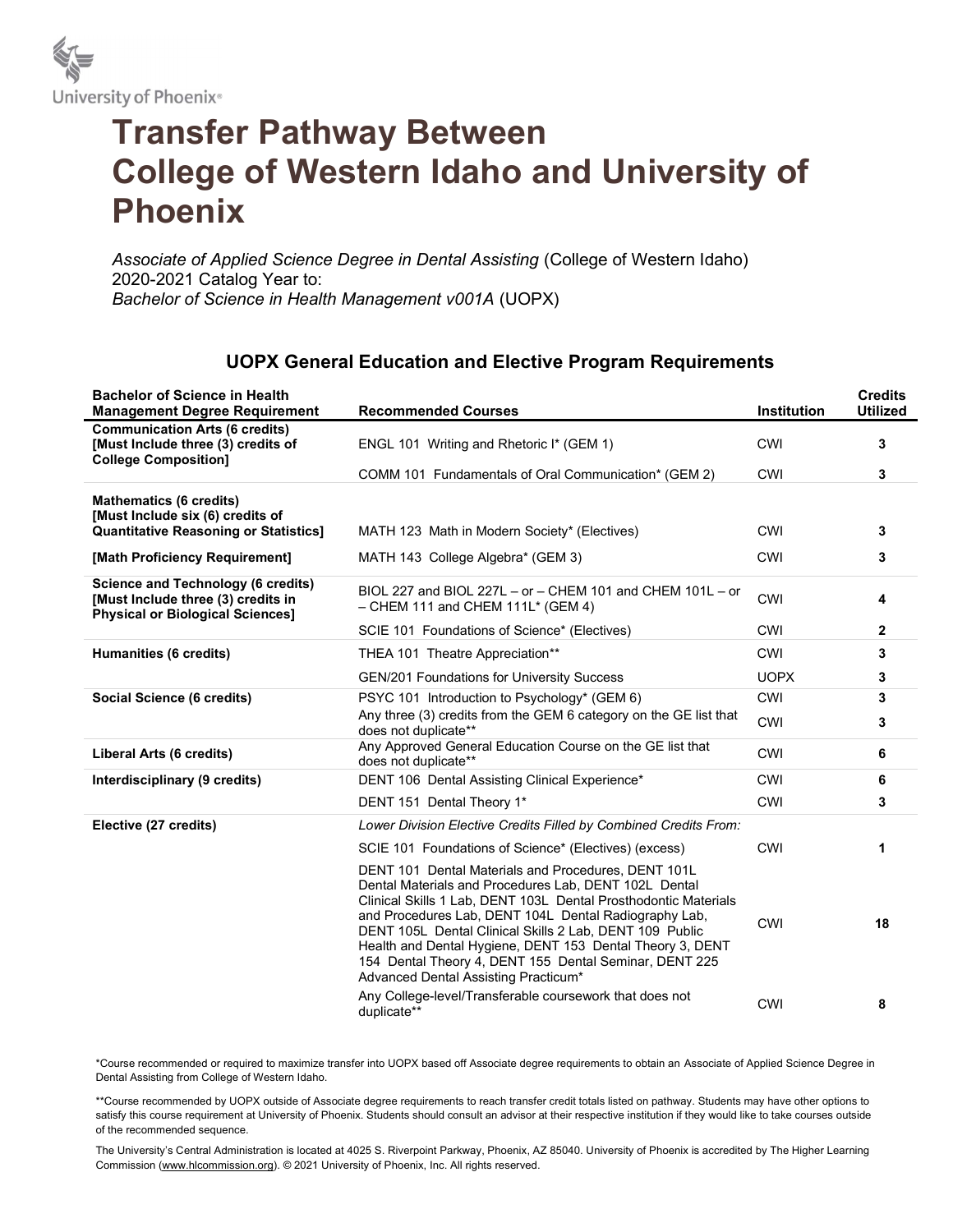# Transfer Pathway Between College of Western Idaho and University of Phoenix

*Associate of Applied Science Degree in Dental Assisting* (College of Western Idaho) 2020-2021 Catalog Year to:
*Bachelor of Science in Health Management v001A* (UOPX)

## UOPX General Education and Elective Program Requirements

| Bachelor of Science in Health Management Degree Requirement | Recommended Courses | Institution | Credits Utilized |
|---|---|---|---|
| **Communication Arts (6 credits) [Must Include three (3) credits of College Composition]** | ENGL 101 Writing and Rhetoric I* (GEM 1) | CWI | **3** |
| | COMM 101 Fundamentals of Oral Communication* (GEM 2) | CWI | **3** |
| **Mathematics (6 credits) [Must Include six (6) credits of Quantitative Reasoning or Statistics]** | MATH 123 Math in Modern Society* (Electives) | CWI | **3** |
| **[Math Proficiency Requirement]** | MATH 143 College Algebra* (GEM 3) | CWI | **3** |
| **Science and Technology (6 credits) [Must Include three (3) credits in Physical or Biological Sciences]** | BIOL 227 and BIOL 227L – or – CHEM 101 and CHEM 101L – or – CHEM 111 and CHEM 111L* (GEM 4) | CWI | **4** |
| | SCIE 101 Foundations of Science* (Electives) | CWI | **2** |
| **Humanities (6 credits)** | THEA 101 Theatre Appreciation** | CWI | **3** |
| | GEN/201 Foundations for University Success | UOPX | **3** |
| **Social Science (6 credits)** | PSYC 101 Introduction to Psychology* (GEM 6) | CWI | **3** |
| | Any three (3) credits from the GEM 6 category on the GE list that does not duplicate** | CWI | **3** |
| **Liberal Arts (6 credits)** | Any Approved General Education Course on the GE list that does not duplicate** | CWI | **6** |
| **Interdisciplinary (9 credits)** | DENT 106 Dental Assisting Clinical Experience* | CWI | **6** |
| | DENT 151 Dental Theory 1* | CWI | **3** |
| **Elective (27 credits)** | *Lower Division Elective Credits Filled by Combined Credits From:* | | |
| | SCIE 101 Foundations of Science* (Electives) (excess) | CWI | **1** |
| | DENT 101 Dental Materials and Procedures, DENT 101L Dental Materials and Procedures Lab, DENT 102L Dental Clinical Skills 1 Lab, DENT 103L Dental Prosthodontic Materials and Procedures Lab, DENT 104L Dental Radiography Lab, DENT 105L Dental Clinical Skills 2 Lab, DENT 109 Public Health and Dental Hygiene, DENT 153 Dental Theory 3, DENT 154 Dental Theory 4, DENT 155 Dental Seminar, DENT 225 Advanced Dental Assisting Practicum* | CWI | **18** |
| | Any College-level/Transferable coursework that does not duplicate** | CWI | **8** |

*Course recommended or required to maximize transfer into UOPX based off Associate degree requirements to obtain an Associate of Applied Science Degree in Dental Assisting from College of Western Idaho.

**Course recommended by UOPX outside of Associate degree requirements to reach transfer credit totals listed on pathway. Students may have other options to satisfy this course requirement at University of Phoenix. Students should consult an advisor at their respective institution if they would like to take courses outside of the recommended sequence.

The University's Central Administration is located at 4025 S. Riverpoint Parkway, Phoenix, AZ 85040. University of Phoenix is accredited by The Higher Learning Commission (www.hlcommission.org). © 2021 University of Phoenix, Inc. All rights reserved.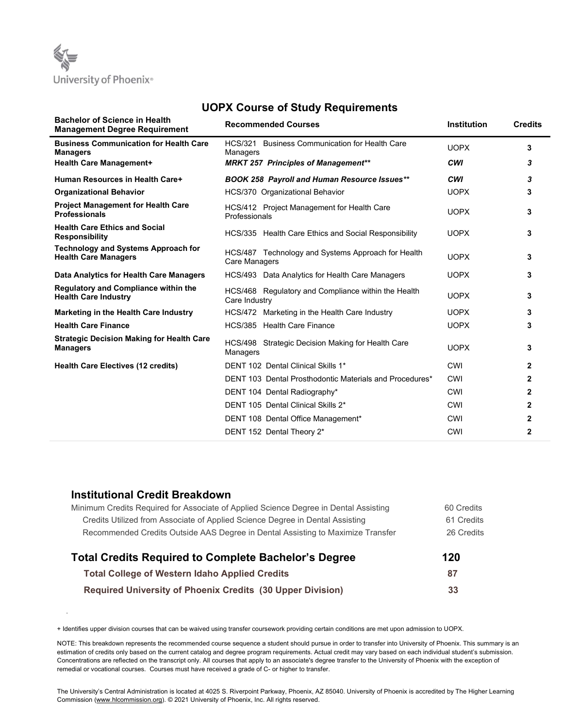University of Phoenix®

## UOPX Course of Study Requirements

| Bachelor of Science in Health Management Degree Requirement | Recommended Courses | Institution | Credits |
|---|---|---|---|
| **Business Communication for Health Care Managers** | HCS/321 Business Communication for Health Care Managers | UOPX | 3 |
| **Health Care Management+** | ***MRKT 257 Principles of Management**** | ***CWI*** | ***3*** |
| **Human Resources in Health Care+** | ***BOOK 258 Payroll and Human Resource Issues**** | ***CWI*** | ***3*** |
| **Organizational Behavior** | HCS/370 Organizational Behavior | UOPX | 3 |
| **Project Management for Health Care Professionals** | HCS/412 Project Management for Health Care Professionals | UOPX | 3 |
| **Health Care Ethics and Social Responsibility** | HCS/335 Health Care Ethics and Social Responsibility | UOPX | 3 |
| **Technology and Systems Approach for Health Care Managers** | HCS/487 Technology and Systems Approach for Health Care Managers | UOPX | 3 |
| **Data Analytics for Health Care Managers** | HCS/493 Data Analytics for Health Care Managers | UOPX | 3 |
| **Regulatory and Compliance within the Health Care Industry** | HCS/468 Regulatory and Compliance within the Health Care Industry | UOPX | 3 |
| **Marketing in the Health Care Industry** | HCS/472 Marketing in the Health Care Industry | UOPX | 3 |
| **Health Care Finance** | HCS/385 Health Care Finance | UOPX | 3 |
| **Strategic Decision Making for Health Care Managers** | HCS/498 Strategic Decision Making for Health Care Managers | UOPX | 3 |
| **Health Care Electives (12 credits)** | DENT 102 Dental Clinical Skills 1* | CWI | 2 |
| | DENT 103 Dental Prosthodontic Materials and Procedures* | CWI | 2 |
| | DENT 104 Dental Radiography* | CWI | 2 |
| | DENT 105 Dental Clinical Skills 2* | CWI | 2 |
| | DENT 108 Dental Office Management* | CWI | 2 |
| | DENT 152 Dental Theory 2* | CWI | 2 |

## Institutional Credit Breakdown

| | |
|---|---|
| Minimum Credits Required for Associate of Applied Science Degree in Dental Assisting | 60 Credits |
| Credits Utilized from Associate of Applied Science Degree in Dental Assisting | 61 Credits |
| Recommended Credits Outside AAS Degree in Dental Assisting to Maximize Transfer | 26 Credits |

| | |
|---|---|
| **Total Credits Required to Complete Bachelor's Degree** | **120** |
| **Total College of Western Idaho Applied Credits** | **87** |
| **Required University of Phoenix Credits (30 Upper Division)** | **33** |

+ Identifies upper division courses that can be waived using transfer coursework providing certain conditions are met upon admission to UOPX.

NOTE: This breakdown represents the recommended course sequence a student should pursue in order to transfer into University of Phoenix. This summary is an estimation of credits only based on the current catalog and degree program requirements. Actual credit may vary based on each individual student's submission. Concentrations are reflected on the transcript only. All courses that apply to an associate's degree transfer to the University of Phoenix with the exception of remedial or vocational courses. Courses must have received a grade of C- or higher to transfer.

The University's Central Administration is located at 4025 S. Riverpoint Parkway, Phoenix, AZ 85040. University of Phoenix is accredited by The Higher Learning Commission (www.hlcommission.org). © 2021 University of Phoenix, Inc. All rights reserved.